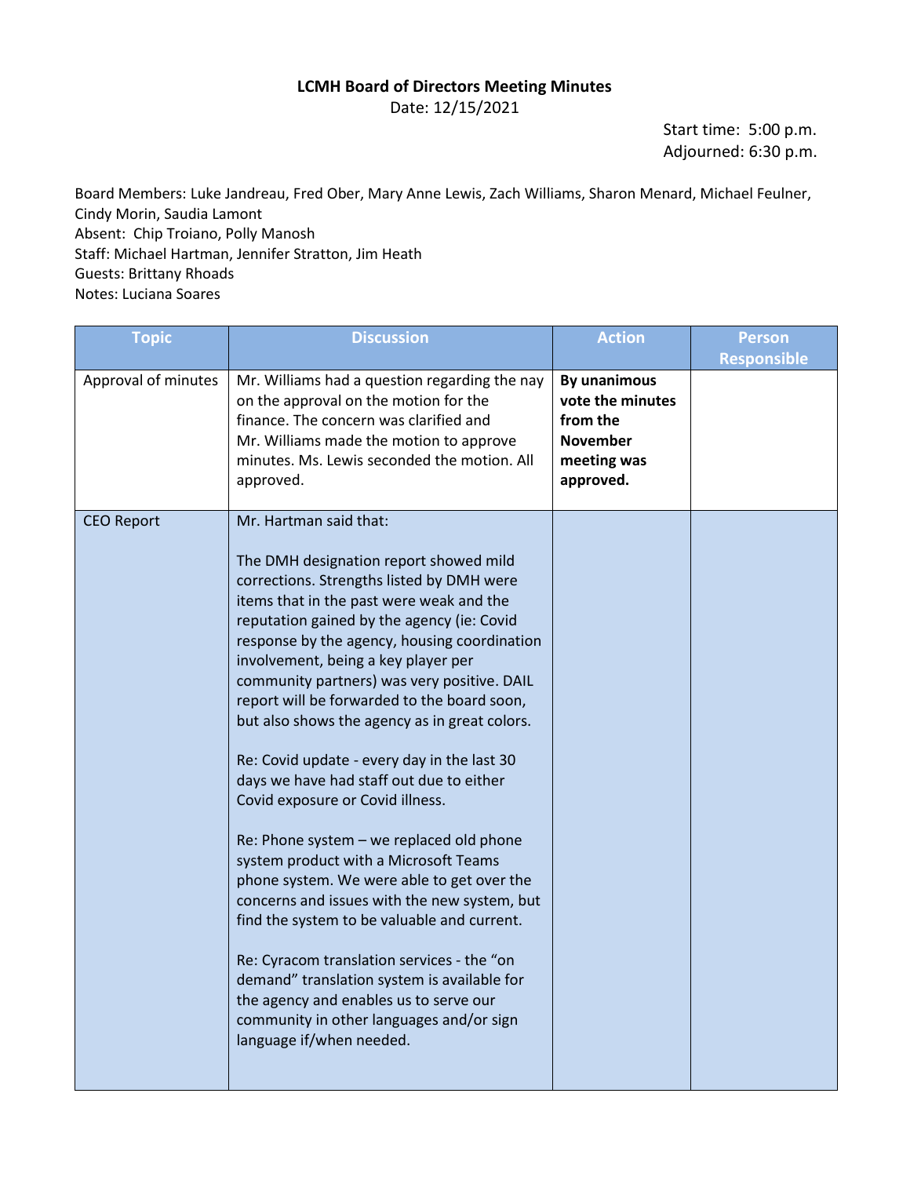**LCMH Board of Directors Meeting Minutes**

Date: 12/15/2021

Start time: 5:00 p.m.
Adjourned: 6:30 p.m.

Board Members: Luke Jandreau, Fred Ober, Mary Anne Lewis, Zach Williams, Sharon Menard, Michael Feulner, Cindy Morin, Saudia Lamont
Absent: Chip Troiano, Polly Manosh
Staff: Michael Hartman, Jennifer Stratton, Jim Heath
Guests: Brittany Rhoads
Notes: Luciana Soares

| Topic | Discussion | Action | Person Responsible |
|---|---|---|---|
| Approval of minutes | Mr. Williams had a question regarding the nay on the approval on the motion for the finance. The concern was clarified and Mr. Williams made the motion to approve minutes. Ms. Lewis seconded the motion. All approved. | **By unanimous vote the minutes from the November meeting was approved.** | |
| CEO Report | Mr. Hartman said that:<br><br>The DMH designation report showed mild corrections. Strengths listed by DMH were items that in the past were weak and the reputation gained by the agency (ie: Covid response by the agency, housing coordination involvement, being a key player per community partners) was very positive. DAIL report will be forwarded to the board soon, but also shows the agency as in great colors.<br><br>Re: Covid update - every day in the last 30 days we have had staff out due to either Covid exposure or Covid illness.<br><br>Re: Phone system – we replaced old phone system product with a Microsoft Teams phone system. We were able to get over the concerns and issues with the new system, but find the system to be valuable and current.<br><br>Re: Cyracom translation services - the "on demand" translation system is available for the agency and enables us to serve our community in other languages and/or sign language if/when needed. | | |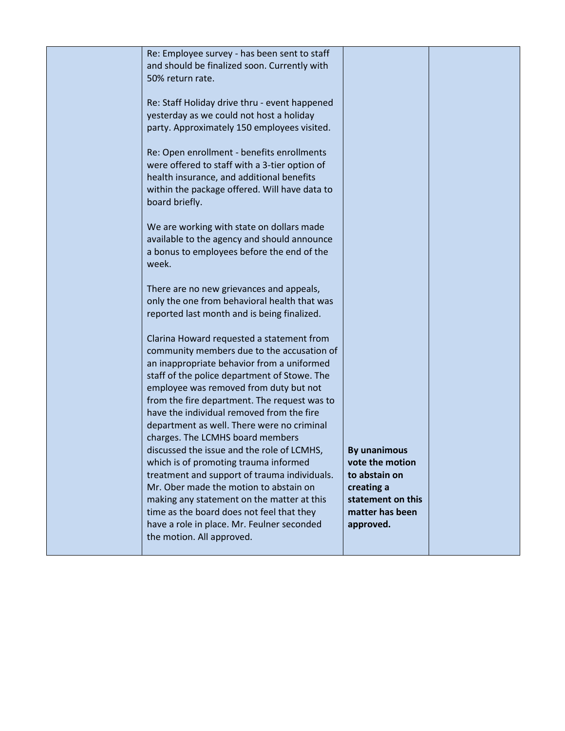|  |  |  |  |
| --- | --- | --- | --- |
|  | Re: Employee survey - has been sent to staff and should be finalized soon. Currently with 50% return rate.<br><br>Re: Staff Holiday drive thru - event happened yesterday as we could not host a holiday party. Approximately 150 employees visited.<br><br>Re: Open enrollment - benefits enrollments were offered to staff with a 3-tier option of health insurance, and additional benefits within the package offered. Will have data to board briefly.<br><br>We are working with state on dollars made available to the agency and should announce a bonus to employees before the end of the week.<br><br>There are no new grievances and appeals, only the one from behavioral health that was reported last month and is being finalized.<br><br>Clarina Howard requested a statement from community members due to the accusation of an inappropriate behavior from a uniformed staff of the police department of Stowe. The employee was removed from duty but not from the fire department. The request was to have the individual removed from the fire department as well. There were no criminal charges. The LCMHS board members discussed the issue and the role of LCMHS, which is of promoting trauma informed treatment and support of trauma individuals. Mr. Ober made the motion to abstain on making any statement on the matter at this time as the board does not feel that they have a role in place. Mr. Feulner seconded the motion. All approved. | **By unanimous vote the motion to abstain on creating a statement on this matter has been approved.** |  |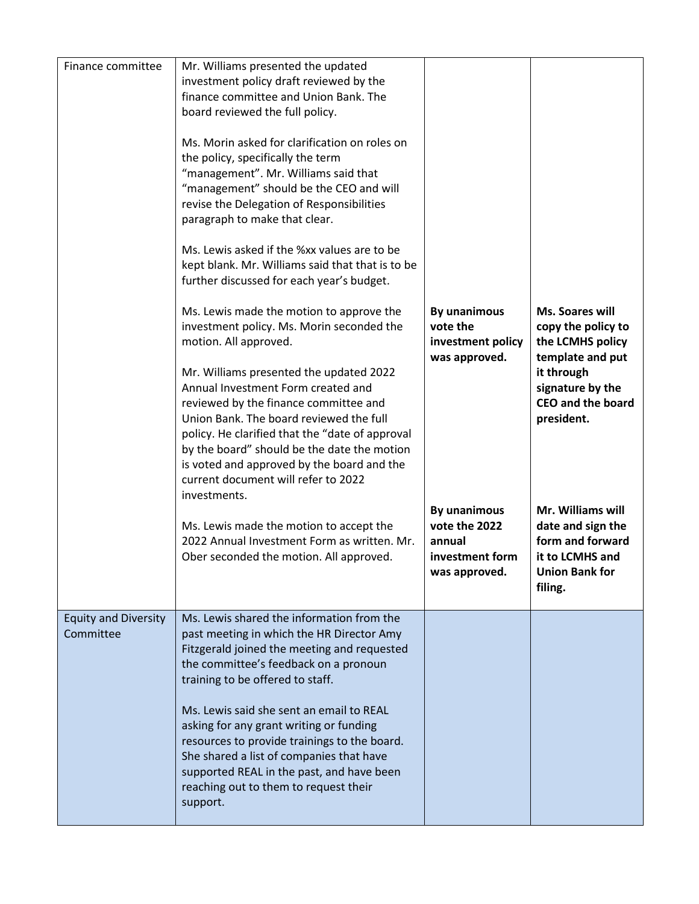| Finance committee | Mr. Williams presented the updated investment policy draft reviewed by the finance committee and Union Bank. The board reviewed the full policy.<br><br>Ms. Morin asked for clarification on roles on the policy, specifically the term "management". Mr. Williams said that "management" should be the CEO and will revise the Delegation of Responsibilities paragraph to make that clear.<br><br>Ms. Lewis asked if the %xx values are to be kept blank. Mr. Williams said that that is to be further discussed for each year's budget.<br><br>Ms. Lewis made the motion to approve the investment policy. Ms. Morin seconded the motion. All approved.<br><br>Mr. Williams presented the updated 2022 Annual Investment Form created and reviewed by the finance committee and Union Bank. The board reviewed the full policy. He clarified that the "date of approval by the board" should be the date the motion is voted and approved by the board and the current document will refer to 2022 investments.<br><br>Ms. Lewis made the motion to accept the 2022 Annual Investment Form as written. Mr. Ober seconded the motion. All approved. | **By unanimous vote the investment policy was approved.**<br><br>**By unanimous vote the 2022 annual investment form was approved.** | **Ms. Soares will copy the policy to the LCMHS policy template and put it through signature by the CEO and the board president.**<br><br>**Mr. Williams will date and sign the form and forward it to LCMHS and Union Bank for filing.** |
|---|---|---|---|
| Equity and Diversity Committee | Ms. Lewis shared the information from the past meeting in which the HR Director Amy Fitzgerald joined the meeting and requested the committee's feedback on a pronoun training to be offered to staff.<br><br>Ms. Lewis said she sent an email to REAL asking for any grant writing or funding resources to provide trainings to the board. She shared a list of companies that have supported REAL in the past, and have been reaching out to them to request their support. | | |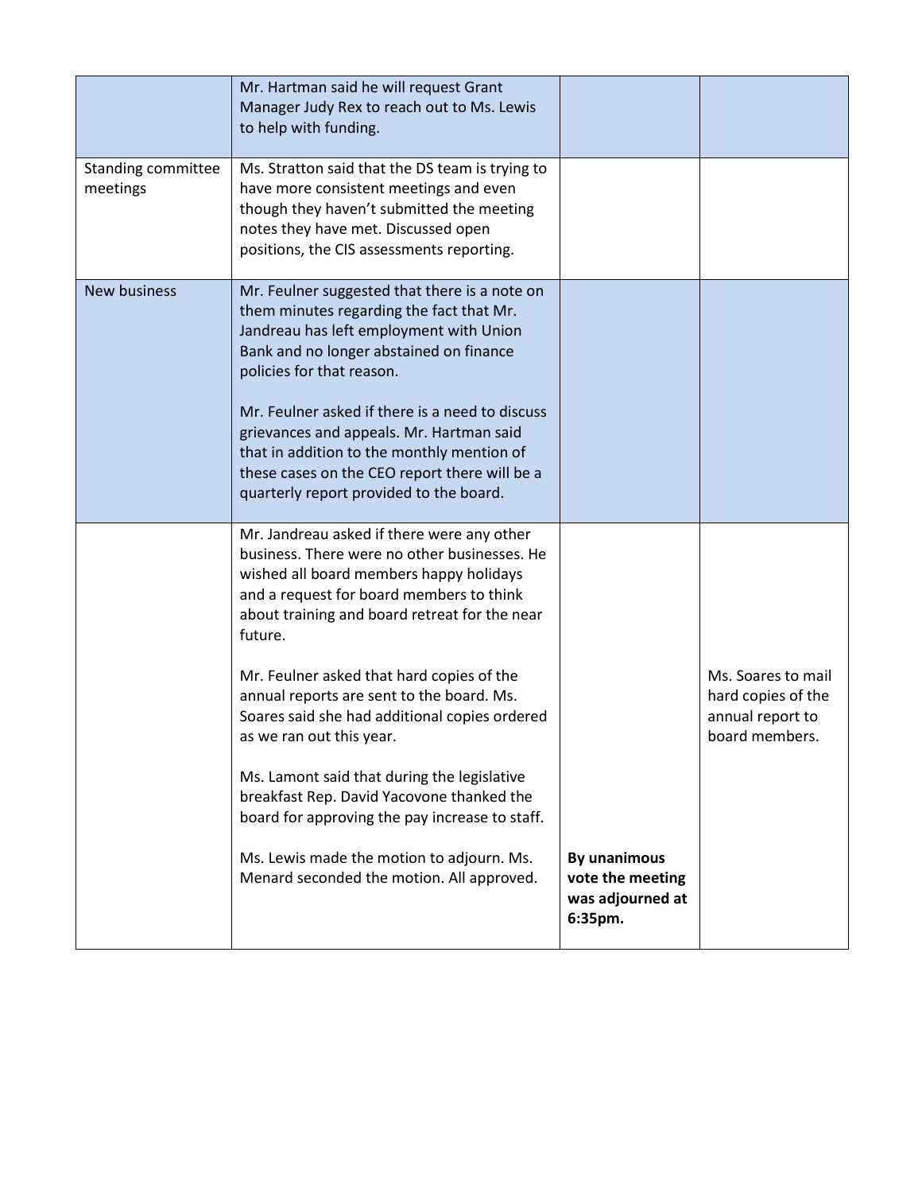| | | | |
|---|---|---|---|
| | Mr. Hartman said he will request Grant Manager Judy Rex to reach out to Ms. Lewis to help with funding. | | |
| Standing committee meetings | Ms. Stratton said that the DS team is trying to have more consistent meetings and even though they haven't submitted the meeting notes they have met. Discussed open positions, the CIS assessments reporting. | | |
| New business | Mr. Feulner suggested that there is a note on them minutes regarding the fact that Mr. Jandreau has left employment with Union Bank and no longer abstained on finance policies for that reason.<br><br>Mr. Feulner asked if there is a need to discuss grievances and appeals. Mr. Hartman said that in addition to the monthly mention of these cases on the CEO report there will be a quarterly report provided to the board. | | |
| | Mr. Jandreau asked if there were any other business. There were no other businesses. He wished all board members happy holidays and a request for board members to think about training and board retreat for the near future.<br><br>Mr. Feulner asked that hard copies of the annual reports are sent to the board. Ms. Soares said she had additional copies ordered as we ran out this year.<br><br>Ms. Lamont said that during the legislative breakfast Rep. David Yacovone thanked the board for approving the pay increase to staff.<br><br>Ms. Lewis made the motion to adjourn. Ms. Menard seconded the motion. All approved. | **By unanimous vote the meeting was adjourned at 6:35pm.** | Ms. Soares to mail hard copies of the annual report to board members. |